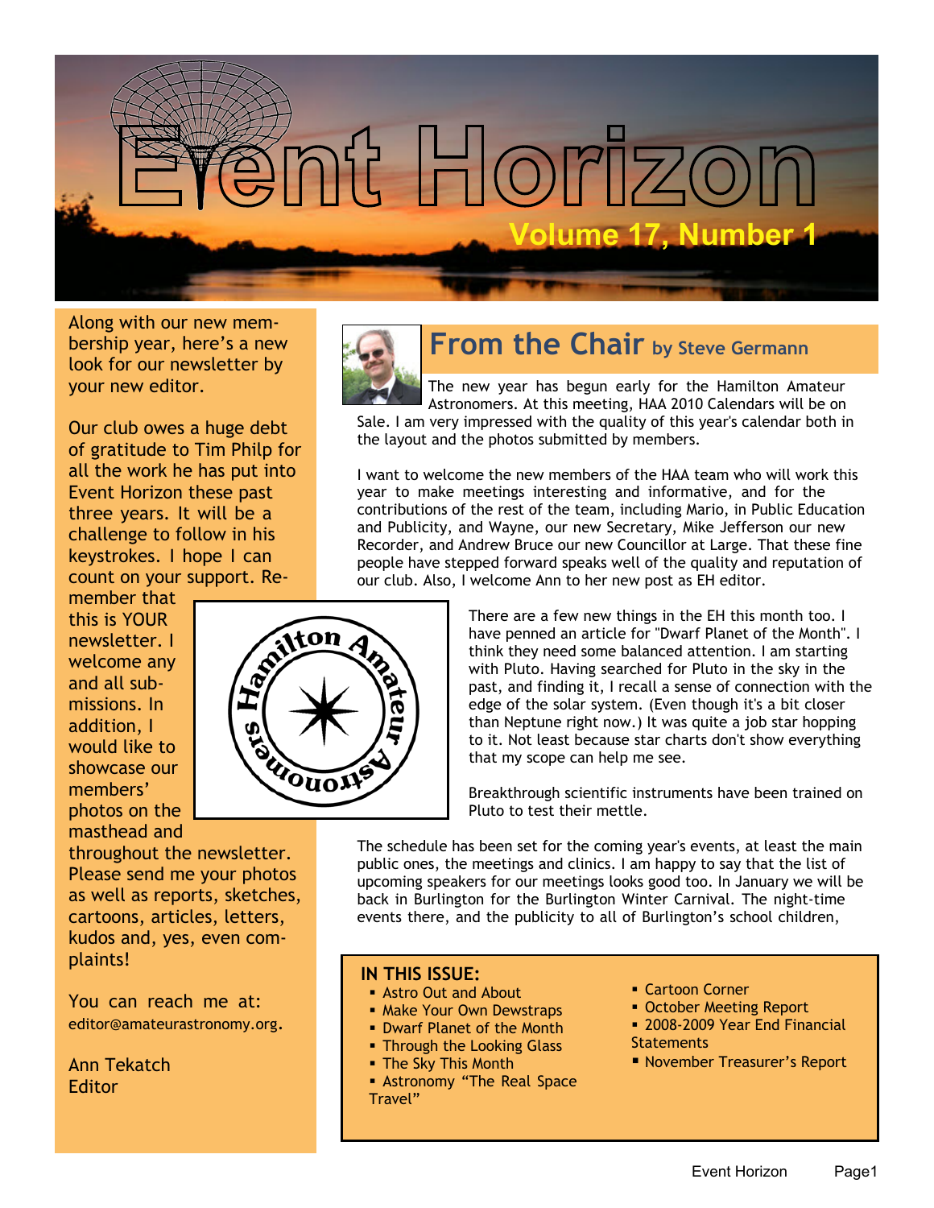# Event Horizon

Volume 17, Number 1

Along with our new membership year, here's a new look for our newsletter by your new editor.

Our club owes a huge debt of gratitude to Tim Philp for all the work he has put into Event Horizon these past three years. It will be a challenge to follow in his keystrokes. I hope I can count on your support. Remember that this is YOUR newsletter. I welcome any and all submissions. In addition, I would like to showcase our members' photos on the masthead and throughout the newsletter. Please send me your photos as well as reports, sketches, cartoons, articles, letters, kudos and, yes, even complaints!

You can reach me at: editor@amateurastronomy.org.

Ann Tekatch
Editor

## From the Chair by Steve Germann

The new year has begun early for the Hamilton Amateur Astronomers. At this meeting, HAA 2010 Calendars will be on Sale. I am very impressed with the quality of this year's calendar both in the layout and the photos submitted by members.

I want to welcome the new members of the HAA team who will work this year to make meetings interesting and informative, and for the contributions of the rest of the team, including Mario, in Public Education and Publicity, and Wayne, our new Secretary, Mike Jefferson our new Recorder, and Andrew Bruce our new Councillor at Large. That these fine people have stepped forward speaks well of the quality and reputation of our club. Also, I welcome Ann to her new post as EH editor.

There are a few new things in the EH this month too. I have penned an article for "Dwarf Planet of the Month". I think they need some balanced attention. I am starting with Pluto. Having searched for Pluto in the sky in the past, and finding it, I recall a sense of connection with the edge of the solar system. (Even though it's a bit closer than Neptune right now.) It was quite a job star hopping to it. Not least because star charts don't show everything that my scope can help me see.

Breakthrough scientific instruments have been trained on Pluto to test their mettle.

The schedule has been set for the coming year's events, at least the main public ones, the meetings and clinics. I am happy to say that the list of upcoming speakers for our meetings looks good too. In January we will be back in Burlington for the Burlington Winter Carnival. The night-time events there, and the publicity to all of Burlington's school children,

### IN THIS ISSUE:

- Astro Out and About
- Make Your Own Dewstraps
- Dwarf Planet of the Month
- Through the Looking Glass
- The Sky This Month
- Astronomy "The Real Space Travel"
- Cartoon Corner
- October Meeting Report
- 2008-2009 Year End Financial Statements
- November Treasurer's Report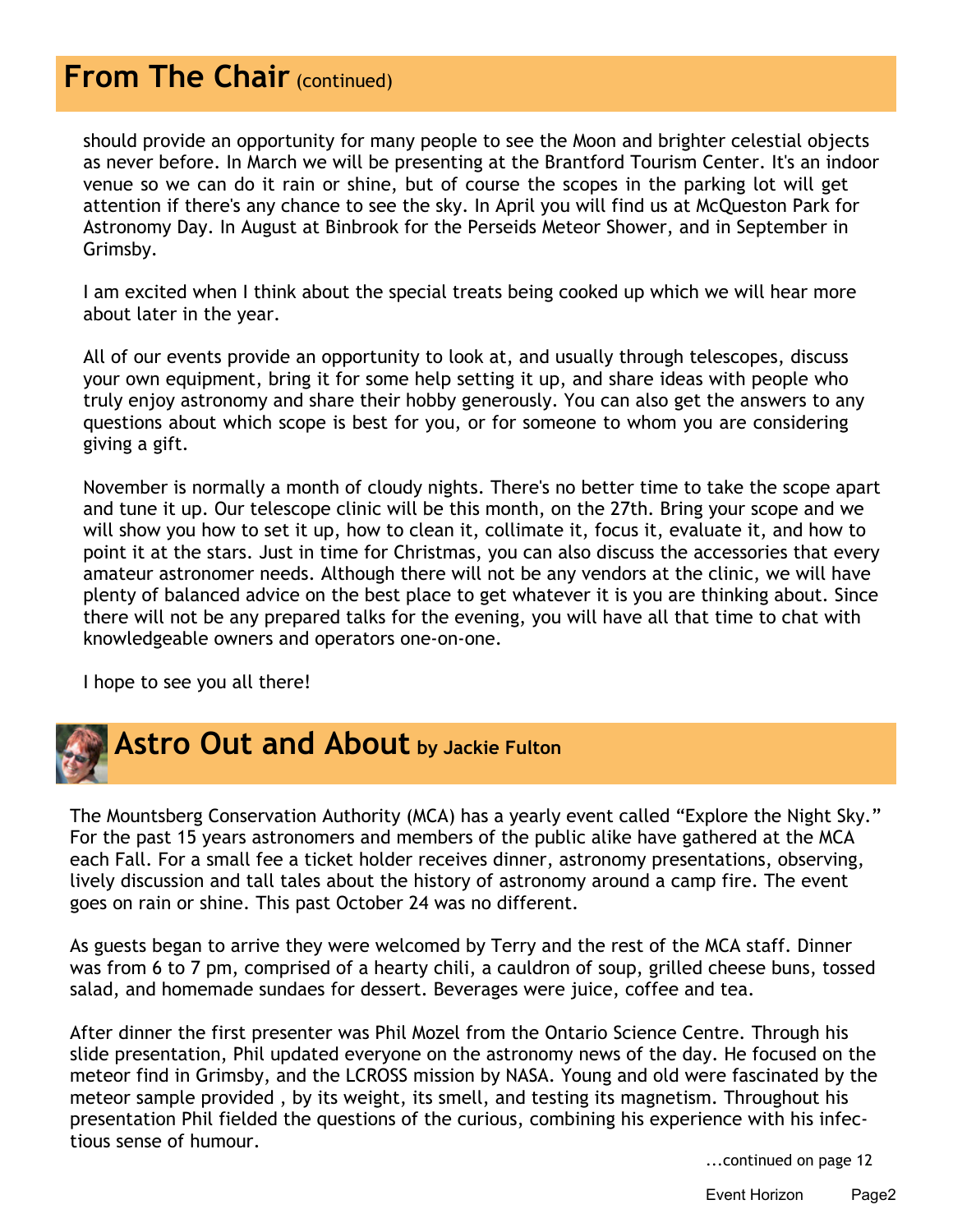## From The Chair (continued)

should provide an opportunity for many people to see the Moon and brighter celestial objects as never before. In March we will be presenting at the Brantford Tourism Center. It's an indoor venue so we can do it rain or shine, but of course the scopes in the parking lot will get attention if there's any chance to see the sky. In April you will find us at McQueston Park for Astronomy Day. In August at Binbrook for the Perseids Meteor Shower, and in September in Grimsby.

I am excited when I think about the special treats being cooked up which we will hear more about later in the year.

All of our events provide an opportunity to look at, and usually through telescopes, discuss your own equipment, bring it for some help setting it up, and share ideas with people who truly enjoy astronomy and share their hobby generously. You can also get the answers to any questions about which scope is best for you, or for someone to whom you are considering giving a gift.

November is normally a month of cloudy nights. There's no better time to take the scope apart and tune it up. Our telescope clinic will be this month, on the 27th. Bring your scope and we will show you how to set it up, how to clean it, collimate it, focus it, evaluate it, and how to point it at the stars. Just in time for Christmas, you can also discuss the accessories that every amateur astronomer needs. Although there will not be any vendors at the clinic, we will have plenty of balanced advice on the best place to get whatever it is you are thinking about. Since there will not be any prepared talks for the evening, you will have all that time to chat with knowledgeable owners and operators one-on-one.

I hope to see you all there!

## Astro Out and About by Jackie Fulton

The Mountsberg Conservation Authority (MCA) has a yearly event called "Explore the Night Sky." For the past 15 years astronomers and members of the public alike have gathered at the MCA each Fall. For a small fee a ticket holder receives dinner, astronomy presentations, observing, lively discussion and tall tales about the history of astronomy around a camp fire. The event goes on rain or shine. This past October 24 was no different.

As guests began to arrive they were welcomed by Terry and the rest of the MCA staff. Dinner was from 6 to 7 pm, comprised of a hearty chili, a cauldron of soup, grilled cheese buns, tossed salad, and homemade sundaes for dessert. Beverages were juice, coffee and tea.

After dinner the first presenter was Phil Mozel from the Ontario Science Centre. Through his slide presentation, Phil updated everyone on the astronomy news of the day. He focused on the meteor find in Grimsby, and the LCROSS mission by NASA. Young and old were fascinated by the meteor sample provided , by its weight, its smell, and testing its magnetism. Throughout his presentation Phil fielded the questions of the curious, combining his experience with his infectious sense of humour.

...continued on page 12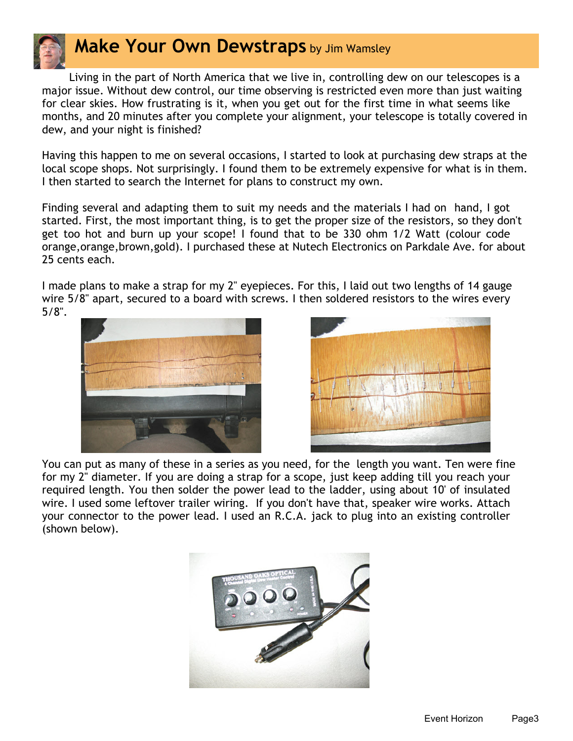# Make Your Own Dewstraps by Jim Wamsley

Living in the part of North America that we live in, controlling dew on our telescopes is a major issue. Without dew control, our time observing is restricted even more than just waiting for clear skies. How frustrating is it, when you get out for the first time in what seems like months, and 20 minutes after you complete your alignment, your telescope is totally covered in dew, and your night is finished?

Having this happen to me on several occasions, I started to look at purchasing dew straps at the local scope shops. Not surprisingly. I found them to be extremely expensive for what is in them. I then started to search the Internet for plans to construct my own.

Finding several and adapting them to suit my needs and the materials I had on hand, I got started. First, the most important thing, is to get the proper size of the resistors, so they don't get too hot and burn up your scope! I found that to be 330 ohm 1/2 Watt (colour code orange,orange,brown,gold). I purchased these at Nutech Electronics on Parkdale Ave. for about 25 cents each.

I made plans to make a strap for my 2" eyepieces. For this, I laid out two lengths of 14 gauge wire 5/8" apart, secured to a board with screws. I then soldered resistors to the wires every 5/8".

You can put as many of these in a series as you need, for the length you want. Ten were fine for my 2" diameter. If you are doing a strap for a scope, just keep adding till you reach your required length. You then solder the power lead to the ladder, using about 10' of insulated wire. I used some leftover trailer wiring. If you don't have that, speaker wire works. Attach your connector to the power lead. I used an R.C.A. jack to plug into an existing controller (shown below).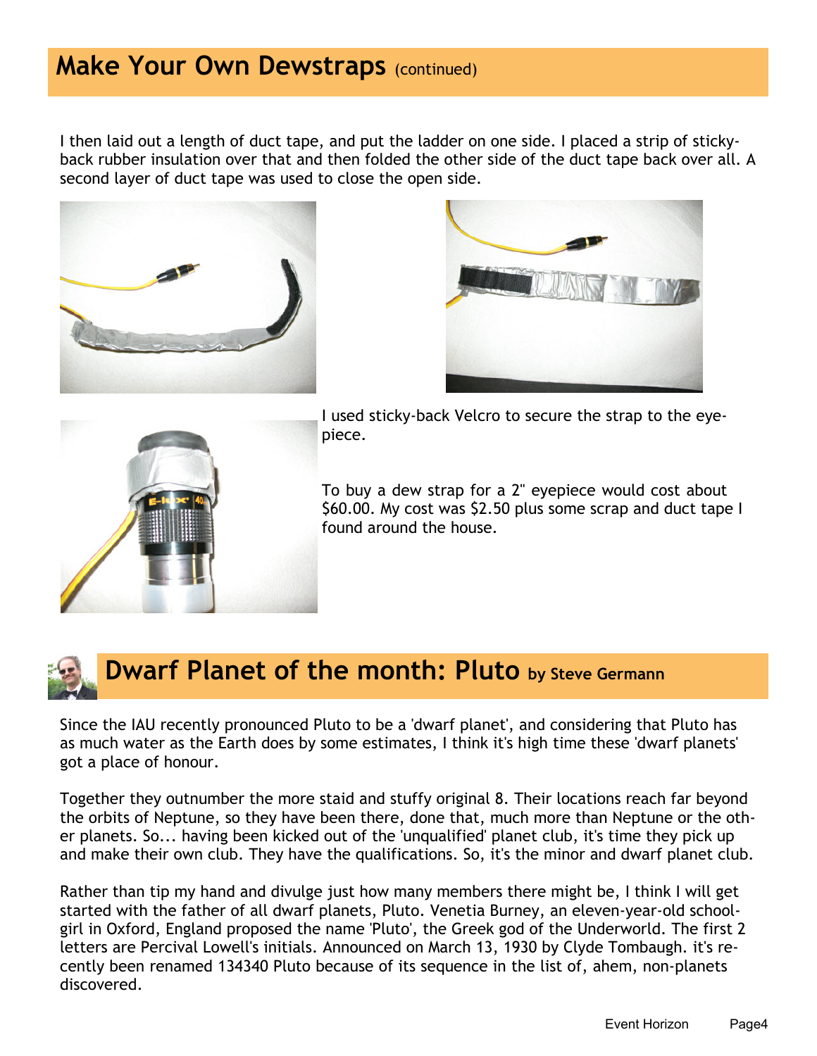## Make Your Own Dewstraps (continued)

I then laid out a length of duct tape, and put the ladder on one side. I placed a strip of sticky-back rubber insulation over that and then folded the other side of the duct tape back over all. A second layer of duct tape was used to close the open side.

I used sticky-back Velcro to secure the strap to the eye-piece.

To buy a dew strap for a 2" eyepiece would cost about $60.00. My cost was $2.50 plus some scrap and duct tape I found around the house.

## Dwarf Planet of the month: Pluto by Steve Germann

Since the IAU recently pronounced Pluto to be a 'dwarf planet', and considering that Pluto has as much water as the Earth does by some estimates, I think it's high time these 'dwarf planets' got a place of honour.

Together they outnumber the more staid and stuffy original 8. Their locations reach far beyond the orbits of Neptune, so they have been there, done that, much more than Neptune or the other planets. So... having been kicked out of the 'unqualified' planet club, it's time they pick up and make their own club. They have the qualifications. So, it's the minor and dwarf planet club.

Rather than tip my hand and divulge just how many members there might be, I think I will get started with the father of all dwarf planets, Pluto. Venetia Burney, an eleven-year-old school-girl in Oxford, England proposed the name 'Pluto', the Greek god of the Underworld. The first 2 letters are Percival Lowell's initials. Announced on March 13, 1930 by Clyde Tombaugh. it's recently been renamed 134340 Pluto because of its sequence in the list of, ahem, non-planets discovered.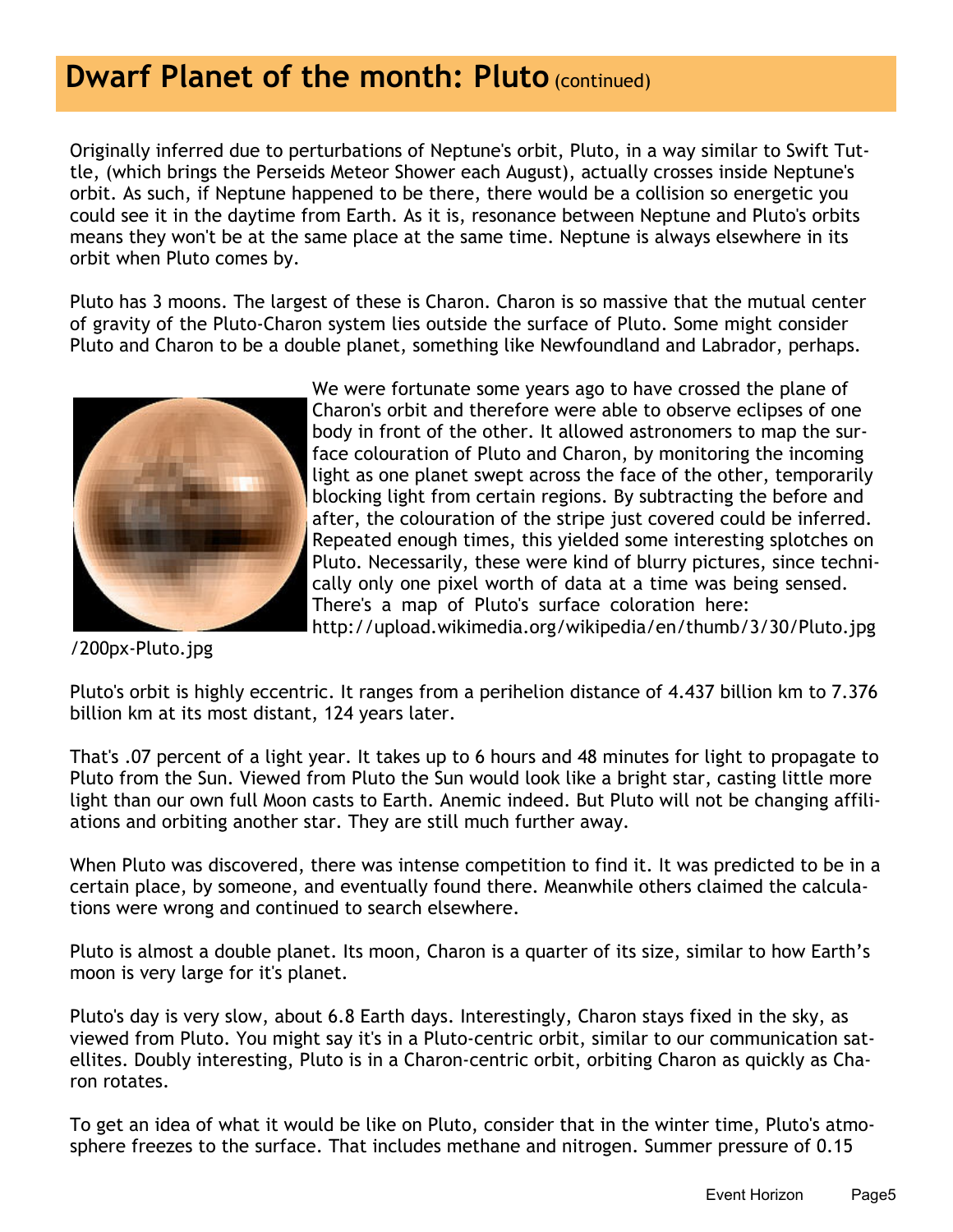# Dwarf Planet of the month: Pluto (continued)

Originally inferred due to perturbations of Neptune's orbit, Pluto, in a way similar to Swift Tuttle, (which brings the Perseids Meteor Shower each August), actually crosses inside Neptune's orbit. As such, if Neptune happened to be there, there would be a collision so energetic you could see it in the daytime from Earth. As it is, resonance between Neptune and Pluto's orbits means they won't be at the same place at the same time. Neptune is always elsewhere in its orbit when Pluto comes by.

Pluto has 3 moons. The largest of these is Charon. Charon is so massive that the mutual center of gravity of the Pluto-Charon system lies outside the surface of Pluto. Some might consider Pluto and Charon to be a double planet, something like Newfoundland and Labrador, perhaps.

We were fortunate some years ago to have crossed the plane of Charon's orbit and therefore were able to observe eclipses of one body in front of the other. It allowed astronomers to map the surface colouration of Pluto and Charon, by monitoring the incoming light as one planet swept across the face of the other, temporarily blocking light from certain regions. By subtracting the before and after, the colouration of the stripe just covered could be inferred. Repeated enough times, this yielded some interesting splotches on Pluto. Necessarily, these were kind of blurry pictures, since technically only one pixel worth of data at a time was being sensed. There's a map of Pluto's surface coloration here: http://upload.wikimedia.org/wikipedia/en/thumb/3/30/Pluto.jpg/200px-Pluto.jpg

Pluto's orbit is highly eccentric. It ranges from a perihelion distance of 4.437 billion km to 7.376 billion km at its most distant, 124 years later.

That's .07 percent of a light year. It takes up to 6 hours and 48 minutes for light to propagate to Pluto from the Sun. Viewed from Pluto the Sun would look like a bright star, casting little more light than our own full Moon casts to Earth. Anemic indeed. But Pluto will not be changing affiliations and orbiting another star. They are still much further away.

When Pluto was discovered, there was intense competition to find it. It was predicted to be in a certain place, by someone, and eventually found there. Meanwhile others claimed the calculations were wrong and continued to search elsewhere.

Pluto is almost a double planet. Its moon, Charon is a quarter of its size, similar to how Earth's moon is very large for it's planet.

Pluto's day is very slow, about 6.8 Earth days. Interestingly, Charon stays fixed in the sky, as viewed from Pluto. You might say it's in a Pluto-centric orbit, similar to our communication satellites. Doubly interesting, Pluto is in a Charon-centric orbit, orbiting Charon as quickly as Charon rotates.

To get an idea of what it would be like on Pluto, consider that in the winter time, Pluto's atmosphere freezes to the surface. That includes methane and nitrogen. Summer pressure of 0.15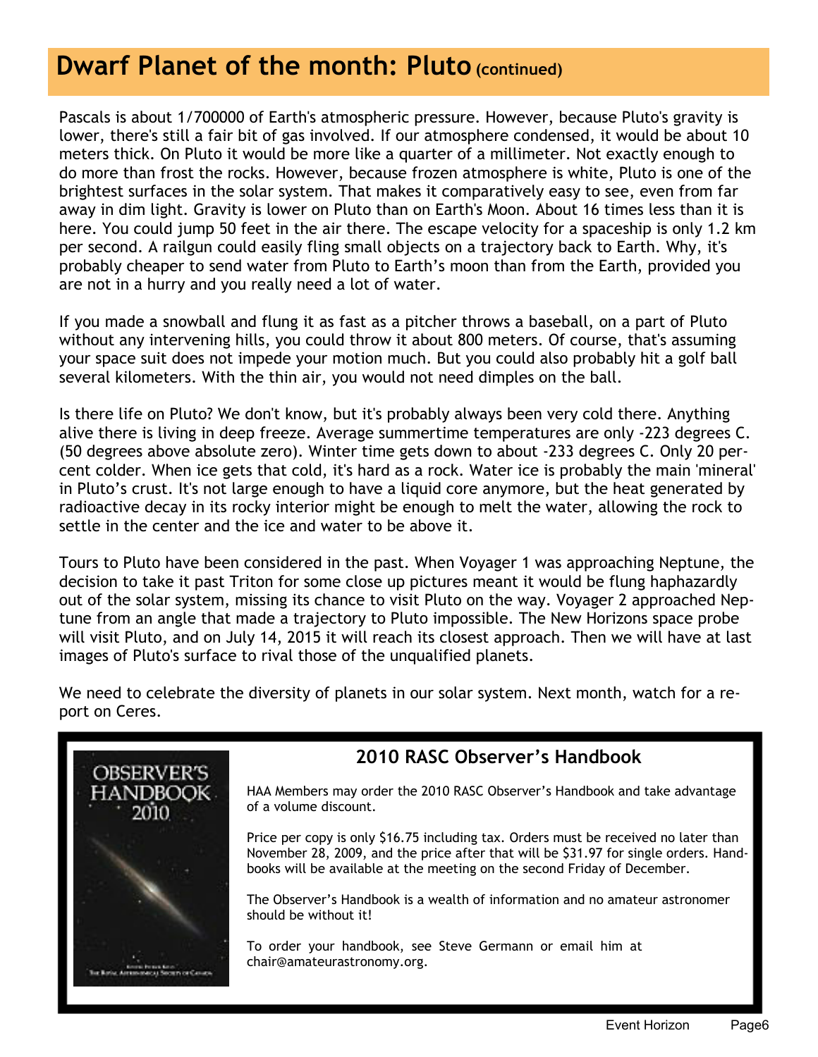# Dwarf Planet of the month: Pluto (continued)

Pascals is about 1/700000 of Earth's atmospheric pressure. However, because Pluto's gravity is lower, there's still a fair bit of gas involved. If our atmosphere condensed, it would be about 10 meters thick. On Pluto it would be more like a quarter of a millimeter. Not exactly enough to do more than frost the rocks. However, because frozen atmosphere is white, Pluto is one of the brightest surfaces in the solar system. That makes it comparatively easy to see, even from far away in dim light. Gravity is lower on Pluto than on Earth's Moon. About 16 times less than it is here. You could jump 50 feet in the air there. The escape velocity for a spaceship is only 1.2 km per second. A railgun could easily fling small objects on a trajectory back to Earth. Why, it's probably cheaper to send water from Pluto to Earth's moon than from the Earth, provided you are not in a hurry and you really need a lot of water.

If you made a snowball and flung it as fast as a pitcher throws a baseball, on a part of Pluto without any intervening hills, you could throw it about 800 meters. Of course, that's assuming your space suit does not impede your motion much. But you could also probably hit a golf ball several kilometers. With the thin air, you would not need dimples on the ball.

Is there life on Pluto? We don't know, but it's probably always been very cold there. Anything alive there is living in deep freeze. Average summertime temperatures are only -223 degrees C. (50 degrees above absolute zero). Winter time gets down to about -233 degrees C. Only 20 percent colder. When ice gets that cold, it's hard as a rock. Water ice is probably the main 'mineral' in Pluto's crust. It's not large enough to have a liquid core anymore, but the heat generated by radioactive decay in its rocky interior might be enough to melt the water, allowing the rock to settle in the center and the ice and water to be above it.

Tours to Pluto have been considered in the past. When Voyager 1 was approaching Neptune, the decision to take it past Triton for some close up pictures meant it would be flung haphazardly out of the solar system, missing its chance to visit Pluto on the way. Voyager 2 approached Neptune from an angle that made a trajectory to Pluto impossible. The New Horizons space probe will visit Pluto, and on July 14, 2015 it will reach its closest approach. Then we will have at last images of Pluto's surface to rival those of the unqualified planets.

We need to celebrate the diversity of planets in our solar system. Next month, watch for a report on Ceres.

## 2010 RASC Observer's Handbook

HAA Members may order the 2010 RASC Observer's Handbook and take advantage of a volume discount.

Price per copy is only $16.75 including tax. Orders must be received no later than November 28, 2009, and the price after that will be $31.97 for single orders. Handbooks will be available at the meeting on the second Friday of December.

The Observer's Handbook is a wealth of information and no amateur astronomer should be without it!

To order your handbook, see Steve Germann or email him at chair@amateurastronomy.org.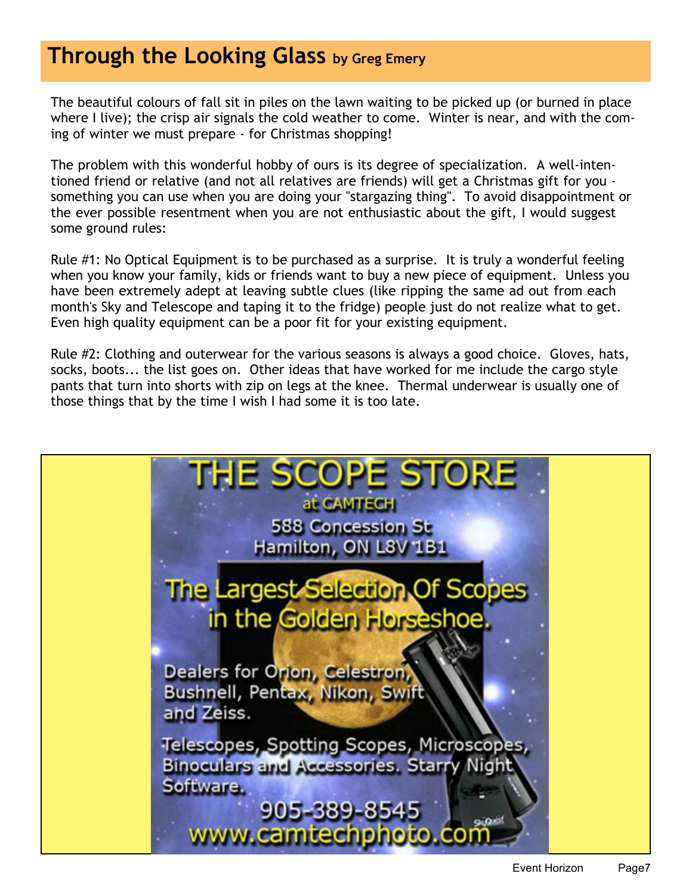## Through the Looking Glass by Greg Emery

The beautiful colours of fall sit in piles on the lawn waiting to be picked up (or burned in place where I live); the crisp air signals the cold weather to come. Winter is near, and with the coming of winter we must prepare - for Christmas shopping!

The problem with this wonderful hobby of ours is its degree of specialization. A well-intentioned friend or relative (and not all relatives are friends) will get a Christmas gift for you - something you can use when you are doing your "stargazing thing". To avoid disappointment or the ever possible resentment when you are not enthusiastic about the gift, I would suggest some ground rules:

Rule #1: No Optical Equipment is to be purchased as a surprise. It is truly a wonderful feeling when you know your family, kids or friends want to buy a new piece of equipment. Unless you have been extremely adept at leaving subtle clues (like ripping the same ad out from each month's Sky and Telescope and taping it to the fridge) people just do not realize what to get. Even high quality equipment can be a poor fit for your existing equipment.

Rule #2: Clothing and outerwear for the various seasons is always a good choice. Gloves, hats, socks, boots... the list goes on. Other ideas that have worked for me include the cargo style pants that turn into shorts with zip on legs at the knee. Thermal underwear is usually one of those things that by the time I wish I had some it is too late.

**THE SCOPE STORE**
at CAMTECH
588 Concession St
Hamilton, ON L8V 1B1

The Largest Selection Of Scopes in the Golden Horseshoe.

Dealers for Orion, Celestron, Bushnell, Pentax, Nikon, Swift and Zeiss.

Telescopes, Spotting Scopes, Microscopes, Binoculars and Accessories. Starry Night Software.

905-389-8545
www.camtechphoto.com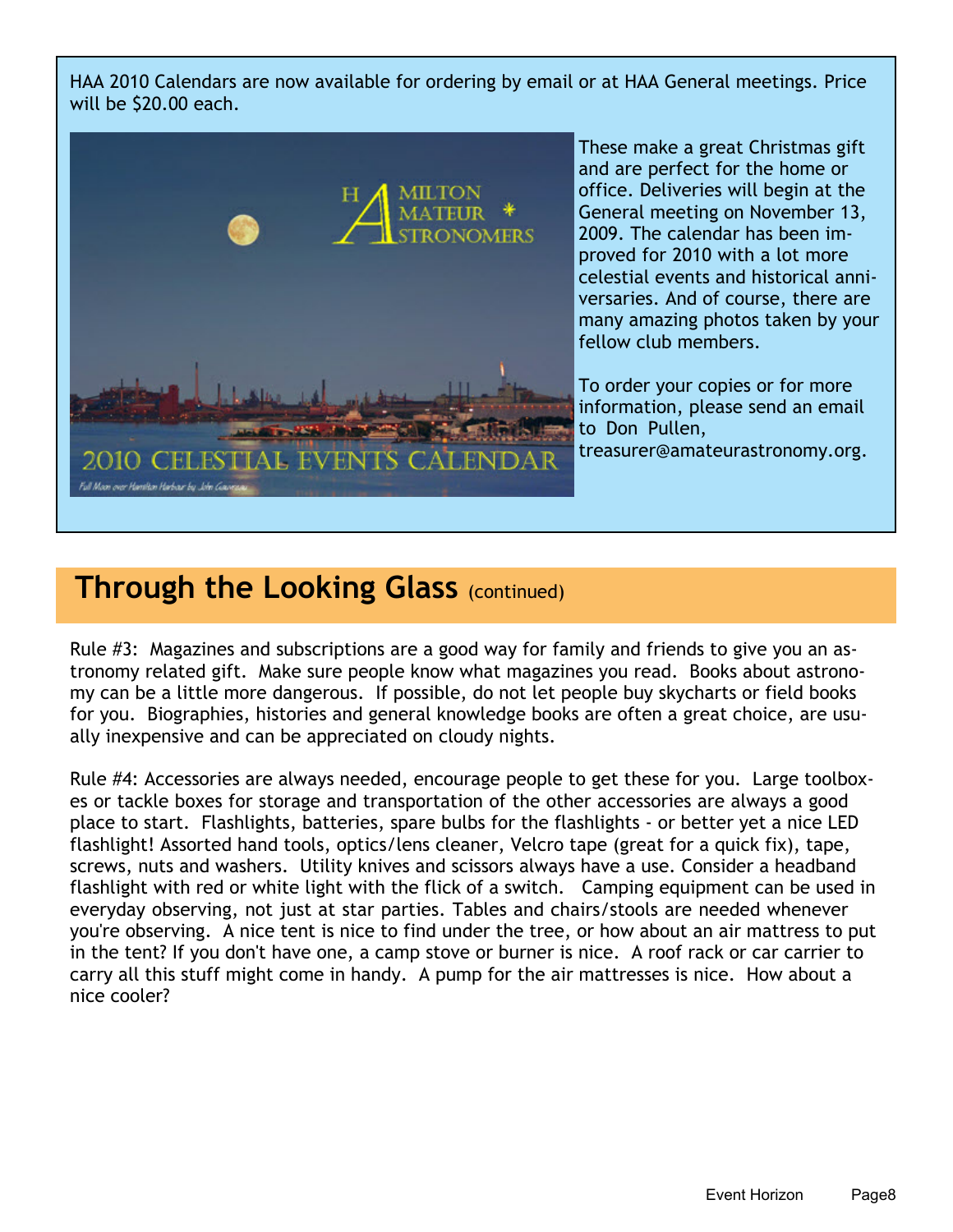HAA 2010 Calendars are now available for ordering by email or at HAA General meetings. Price will be $20.00 each.

These make a great Christmas gift and are perfect for the home or office. Deliveries will begin at the General meeting on November 13, 2009. The calendar has been improved for 2010 with a lot more celestial events and historical anniversaries. And of course, there are many amazing photos taken by your fellow club members.

To order your copies or for more information, please send an email to Don Pullen, treasurer@amateurastronomy.org.

## Through the Looking Glass (continued)

Rule #3: Magazines and subscriptions are a good way for family and friends to give you an astronomy related gift. Make sure people know what magazines you read. Books about astronomy can be a little more dangerous. If possible, do not let people buy skycharts or field books for you. Biographies, histories and general knowledge books are often a great choice, are usually inexpensive and can be appreciated on cloudy nights.

Rule #4: Accessories are always needed, encourage people to get these for you. Large toolboxes or tackle boxes for storage and transportation of the other accessories are always a good place to start. Flashlights, batteries, spare bulbs for the flashlights - or better yet a nice LED flashlight! Assorted hand tools, optics/lens cleaner, Velcro tape (great for a quick fix), tape, screws, nuts and washers. Utility knives and scissors always have a use. Consider a headband flashlight with red or white light with the flick of a switch. Camping equipment can be used in everyday observing, not just at star parties. Tables and chairs/stools are needed whenever you're observing. A nice tent is nice to find under the tree, or how about an air mattress to put in the tent? If you don't have one, a camp stove or burner is nice. A roof rack or car carrier to carry all this stuff might come in handy. A pump for the air mattresses is nice. How about a nice cooler?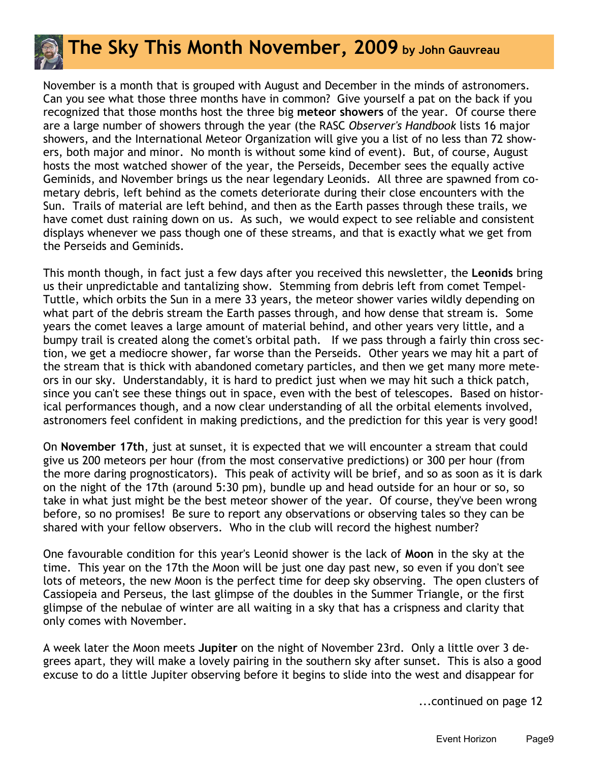# The Sky This Month November, 2009 by John Gauvreau

November is a month that is grouped with August and December in the minds of astronomers. Can you see what those three months have in common? Give yourself a pat on the back if you recognized that those months host the three big **meteor showers** of the year. Of course there are a large number of showers through the year (the RASC *Observer's Handbook* lists 16 major showers, and the International Meteor Organization will give you a list of no less than 72 showers, both major and minor. No month is without some kind of event). But, of course, August hosts the most watched shower of the year, the Perseids, December sees the equally active Geminids, and November brings us the near legendary Leonids. All three are spawned from cometary debris, left behind as the comets deteriorate during their close encounters with the Sun. Trails of material are left behind, and then as the Earth passes through these trails, we have comet dust raining down on us. As such, we would expect to see reliable and consistent displays whenever we pass though one of these streams, and that is exactly what we get from the Perseids and Geminids.

This month though, in fact just a few days after you received this newsletter, the **Leonids** bring us their unpredictable and tantalizing show. Stemming from debris left from comet Tempel-Tuttle, which orbits the Sun in a mere 33 years, the meteor shower varies wildly depending on what part of the debris stream the Earth passes through, and how dense that stream is. Some years the comet leaves a large amount of material behind, and other years very little, and a bumpy trail is created along the comet's orbital path. If we pass through a fairly thin cross section, we get a mediocre shower, far worse than the Perseids. Other years we may hit a part of the stream that is thick with abandoned cometary particles, and then we get many more meteors in our sky. Understandably, it is hard to predict just when we may hit such a thick patch, since you can't see these things out in space, even with the best of telescopes. Based on historical performances though, and a now clear understanding of all the orbital elements involved, astronomers feel confident in making predictions, and the prediction for this year is very good!

On **November 17th**, just at sunset, it is expected that we will encounter a stream that could give us 200 meteors per hour (from the most conservative predictions) or 300 per hour (from the more daring prognosticators). This peak of activity will be brief, and so as soon as it is dark on the night of the 17th (around 5:30 pm), bundle up and head outside for an hour or so, so take in what just might be the best meteor shower of the year. Of course, they've been wrong before, so no promises! Be sure to report any observations or observing tales so they can be shared with your fellow observers. Who in the club will record the highest number?

One favourable condition for this year's Leonid shower is the lack of **Moon** in the sky at the time. This year on the 17th the Moon will be just one day past new, so even if you don't see lots of meteors, the new Moon is the perfect time for deep sky observing. The open clusters of Cassiopeia and Perseus, the last glimpse of the doubles in the Summer Triangle, or the first glimpse of the nebulae of winter are all waiting in a sky that has a crispness and clarity that only comes with November.

A week later the Moon meets **Jupiter** on the night of November 23rd. Only a little over 3 degrees apart, they will make a lovely pairing in the southern sky after sunset. This is also a good excuse to do a little Jupiter observing before it begins to slide into the west and disappear for

...continued on page 12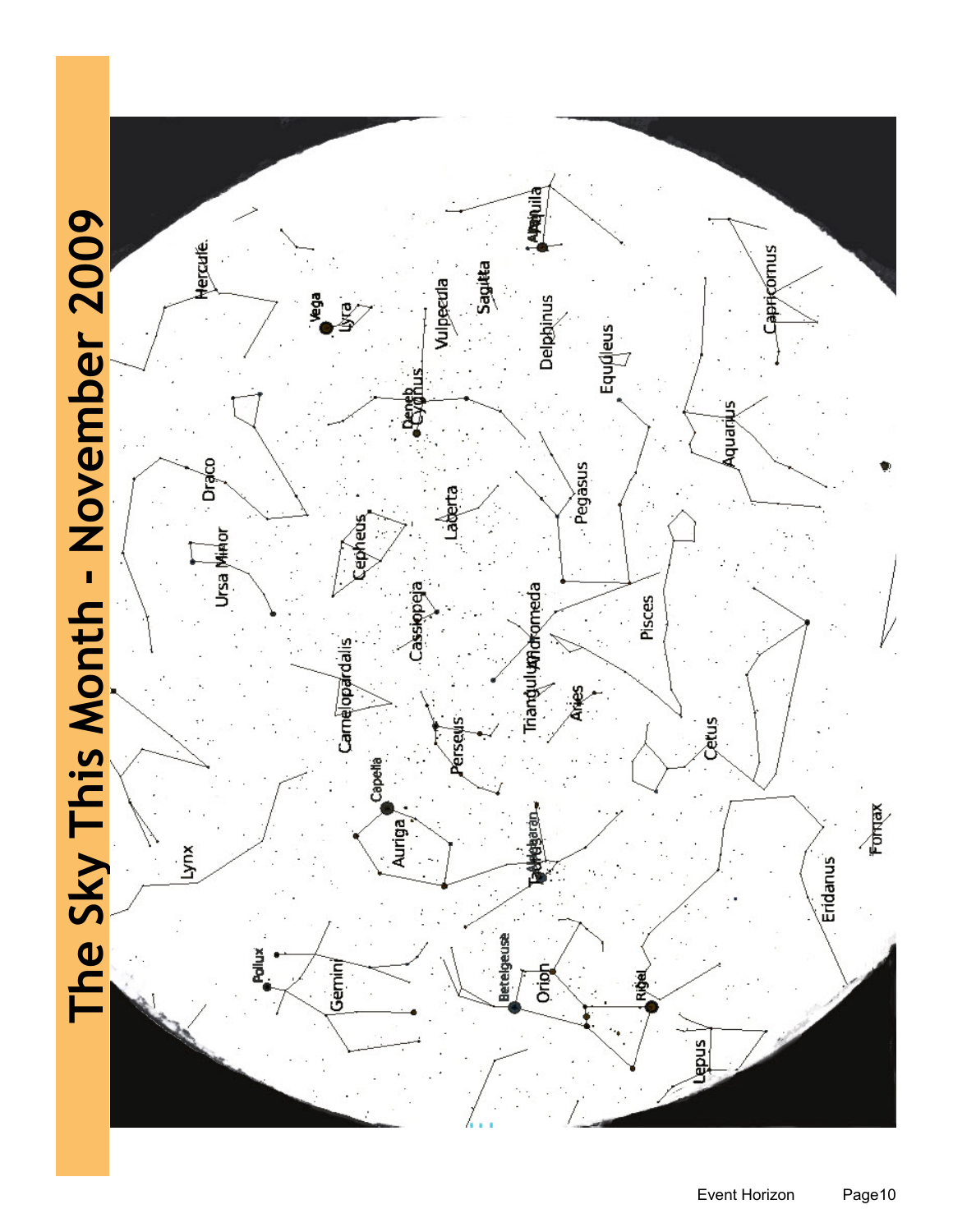# The Sky This Month - November 2009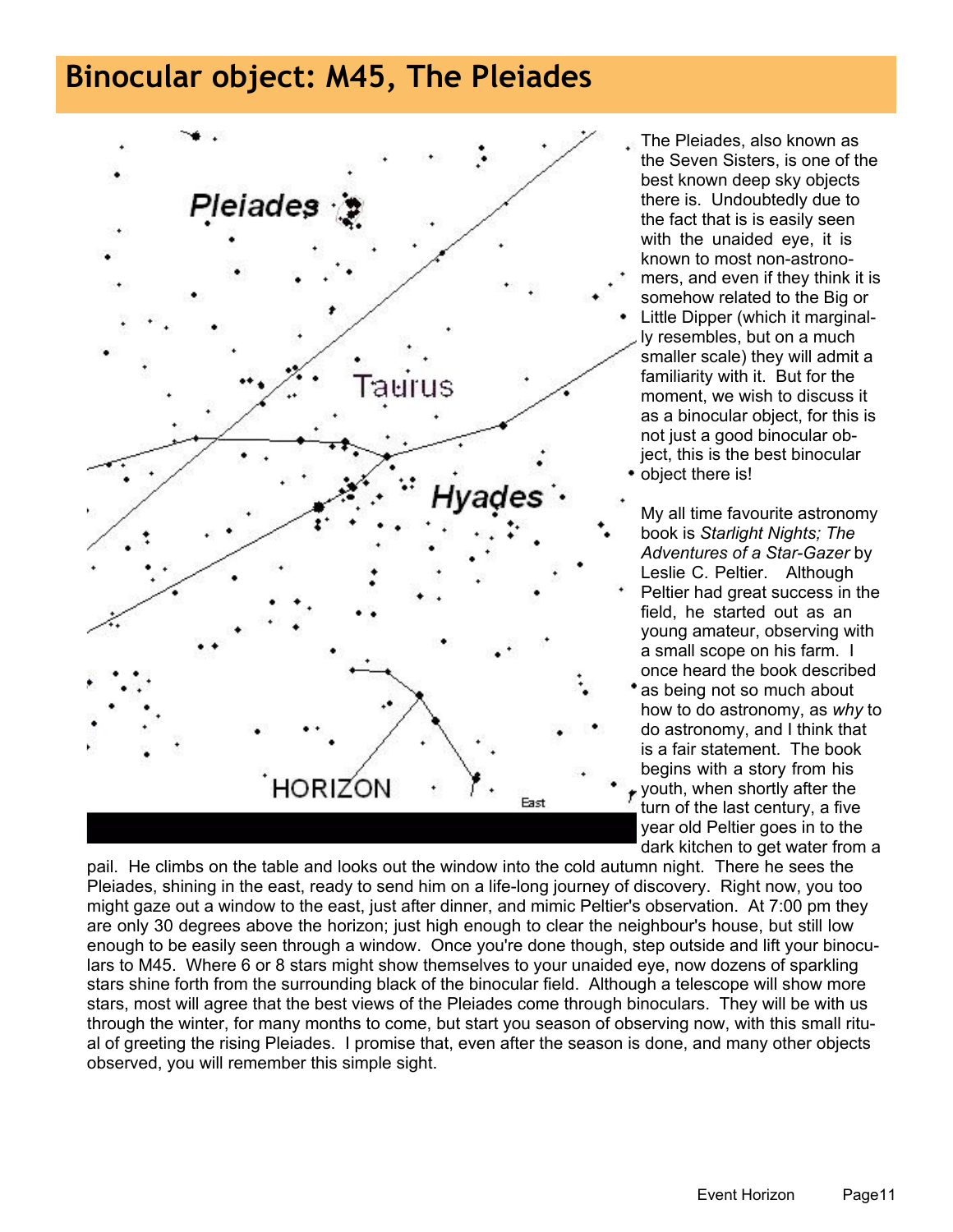# Binocular object: M45, The Pleiades

The Pleiades, also known as the Seven Sisters, is one of the best known deep sky objects there is. Undoubtedly due to the fact that is is easily seen with the unaided eye, it is known to most non-astronomers, and even if they think it is somehow related to the Big or Little Dipper (which it marginally resembles, but on a much smaller scale) they will admit a familiarity with it. But for the moment, we wish to discuss it as a binocular object, for this is not just a good binocular object, this is the best binocular object there is!

My all time favourite astronomy book is *Starlight Nights; The Adventures of a Star-Gazer* by Leslie C. Peltier. Although Peltier had great success in the field, he started out as an young amateur, observing with a small scope on his farm. I once heard the book described as being not so much about how to do astronomy, as *why* to do astronomy, and I think that is a fair statement. The book begins with a story from his youth, when shortly after the turn of the last century, a five year old Peltier goes in to the dark kitchen to get water from a pail. He climbs on the table and looks out the window into the cold autumn night. There he sees the Pleiades, shining in the east, ready to send him on a life-long journey of discovery. Right now, you too might gaze out a window to the east, just after dinner, and mimic Peltier's observation. At 7:00 pm they are only 30 degrees above the horizon; just high enough to clear the neighbour's house, but still low enough to be easily seen through a window. Once you're done though, step outside and lift your binoculars to M45. Where 6 or 8 stars might show themselves to your unaided eye, now dozens of sparkling stars shine forth from the surrounding black of the binocular field. Although a telescope will show more stars, most will agree that the best views of the Pleiades come through binoculars. They will be with us through the winter, for many months to come, but start you season of observing now, with this small ritual of greeting the rising Pleiades. I promise that, even after the season is done, and many other objects observed, you will remember this simple sight.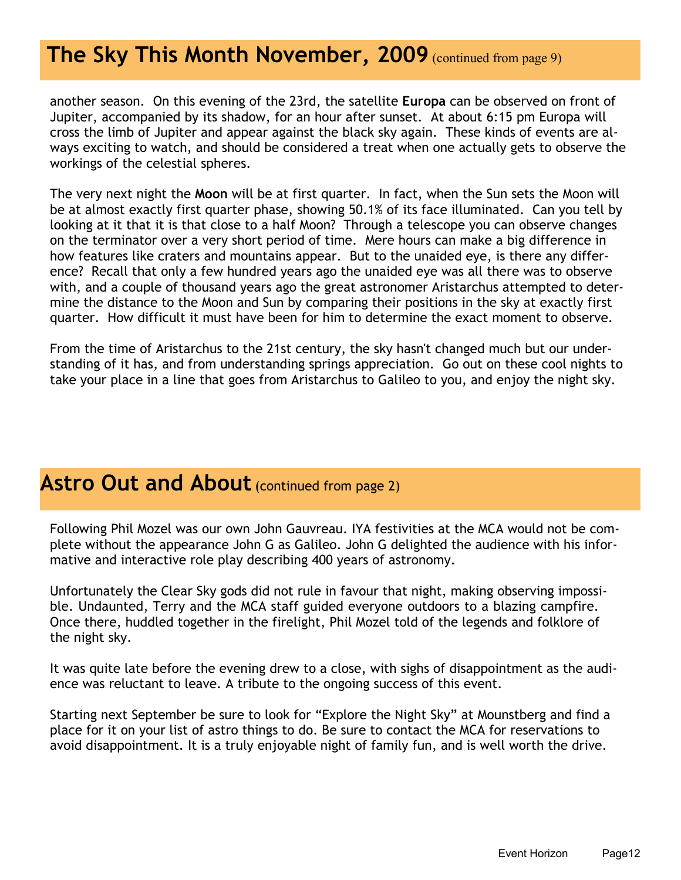## The Sky This Month November, 2009 (continued from page 9)

another season. On this evening of the 23rd, the satellite **Europa** can be observed on front of Jupiter, accompanied by its shadow, for an hour after sunset. At about 6:15 pm Europa will cross the limb of Jupiter and appear against the black sky again. These kinds of events are always exciting to watch, and should be considered a treat when one actually gets to observe the workings of the celestial spheres.

The very next night the **Moon** will be at first quarter. In fact, when the Sun sets the Moon will be at almost exactly first quarter phase, showing 50.1% of its face illuminated. Can you tell by looking at it that it is that close to a half Moon? Through a telescope you can observe changes on the terminator over a very short period of time. Mere hours can make a big difference in how features like craters and mountains appear. But to the unaided eye, is there any difference? Recall that only a few hundred years ago the unaided eye was all there was to observe with, and a couple of thousand years ago the great astronomer Aristarchus attempted to determine the distance to the Moon and Sun by comparing their positions in the sky at exactly first quarter. How difficult it must have been for him to determine the exact moment to observe.

From the time of Aristarchus to the 21st century, the sky hasn't changed much but our understanding of it has, and from understanding springs appreciation. Go out on these cool nights to take your place in a line that goes from Aristarchus to Galileo to you, and enjoy the night sky.

## Astro Out and About (continued from page 2)

Following Phil Mozel was our own John Gauvreau. IYA festivities at the MCA would not be complete without the appearance John G as Galileo. John G delighted the audience with his informative and interactive role play describing 400 years of astronomy.

Unfortunately the Clear Sky gods did not rule in favour that night, making observing impossible. Undaunted, Terry and the MCA staff guided everyone outdoors to a blazing campfire. Once there, huddled together in the firelight, Phil Mozel told of the legends and folklore of the night sky.

It was quite late before the evening drew to a close, with sighs of disappointment as the audience was reluctant to leave. A tribute to the ongoing success of this event.

Starting next September be sure to look for "Explore the Night Sky" at Mounstberg and find a place for it on your list of astro things to do. Be sure to contact the MCA for reservations to avoid disappointment. It is a truly enjoyable night of family fun, and is well worth the drive.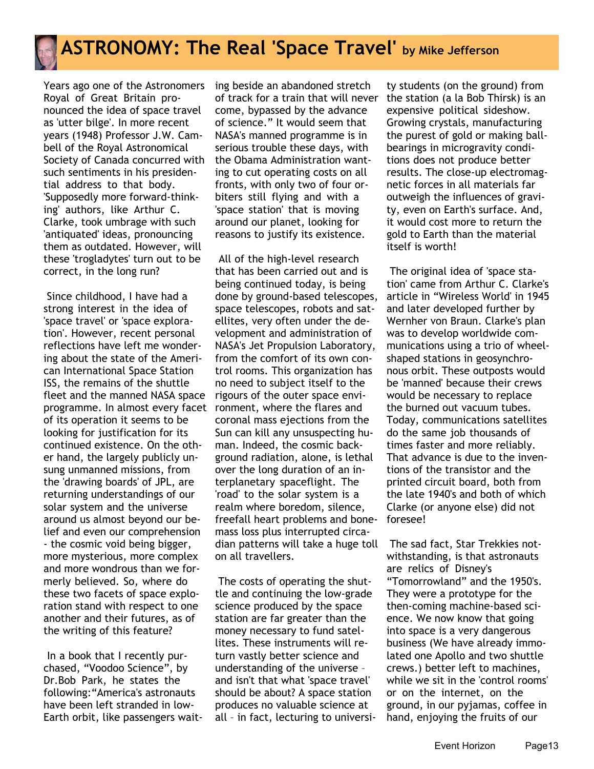# ASTRONOMY: The Real 'Space Travel' by Mike Jefferson

Years ago one of the Astronomers Royal of Great Britain pronounced the idea of space travel as 'utter bilge'. In more recent years (1948) Professor J.W. Campbell of the Royal Astronomical Society of Canada concurred with such sentiments in his presidential address to that body. 'Supposedly more forward-thinking' authors, like Arthur C. Clarke, took umbrage with such 'antiquated' ideas, pronouncing them as outdated. However, will these 'trogladytes' turn out to be correct, in the long run?

Since childhood, I have had a strong interest in the idea of 'space travel' or 'space exploration'. However, recent personal reflections have left me wondering about the state of the American International Space Station ISS, the remains of the shuttle fleet and the manned NASA space programme. In almost every facet of its operation it seems to be looking for justification for its continued existence. On the other hand, the largely publicly unsung unmanned missions, from the 'drawing boards' of JPL, are returning understandings of our solar system and the universe around us almost beyond our belief and even our comprehension - the cosmic void being bigger, more mysterious, more complex and more wondrous than we formerly believed. So, where do these two facets of space exploration stand with respect to one another and their futures, as of the writing of this feature?

In a book that I recently purchased, "Voodoo Science", by Dr.Bob Park, he states the following:"America's astronauts have been left stranded in low-Earth orbit, like passengers waiting beside an abandoned stretch of track for a train that will never come, bypassed by the advance of science." It would seem that NASA's manned programme is in serious trouble these days, with the Obama Administration wanting to cut operating costs on all fronts, with only two of four orbiters still flying and with a 'space station' that is moving around our planet, looking for reasons to justify its existence.

All of the high-level research that has been carried out and is being continued today, is being done by ground-based telescopes, space telescopes, robots and satellites, very often under the development and administration of NASA's Jet Propulsion Laboratory, from the comfort of its own control rooms. This organization has no need to subject itself to the rigours of the outer space environment, where the flares and coronal mass ejections from the Sun can kill any unsuspecting human. Indeed, the cosmic background radiation, alone, is lethal over the long duration of an interplanetary spaceflight. The 'road' to the solar system is a realm where boredom, silence, freefall heart problems and bone-mass loss plus interrupted circadian patterns will take a huge toll on all travellers.

The costs of operating the shuttle and continuing the low-grade science produced by the space station are far greater than the money necessary to fund satellites. These instruments will return vastly better science and understanding of the universe – and isn't that what 'space travel' should be about? A space station produces no valuable science at all – in fact, lecturing to university students (on the ground) from the station (a la Bob Thirsk) is an expensive political sideshow. Growing crystals, manufacturing the purest of gold or making ball-bearings in microgravity conditions does not produce better results. The close-up electromagnetic forces in all materials far outweigh the influences of gravity, even on Earth's surface. And, it would cost more to return the gold to Earth than the material itself is worth!

The original idea of 'space station' came from Arthur C. Clarke's article in "Wireless World' in 1945 and later developed further by Wernher von Braun. Clarke's plan was to develop worldwide communications using a trio of wheel-shaped stations in geosynchronous orbit. These outposts would be 'manned' because their crews would be necessary to replace the burned out vacuum tubes. Today, communications satellites do the same job thousands of times faster and more reliably. That advance is due to the inventions of the transistor and the printed circuit board, both from the late 1940's and both of which Clarke (or anyone else) did not foresee!

The sad fact, Star Trekkies notwithstanding, is that astronauts are relics of Disney's "Tomorrowland" and the 1950's. They were a prototype for the then-coming machine-based science. We now know that going into space is a very dangerous business (We have already immolated one Apollo and two shuttle crews.) better left to machines, while we sit in the 'control rooms' or on the internet, on the ground, in our pyjamas, coffee in hand, enjoying the fruits of our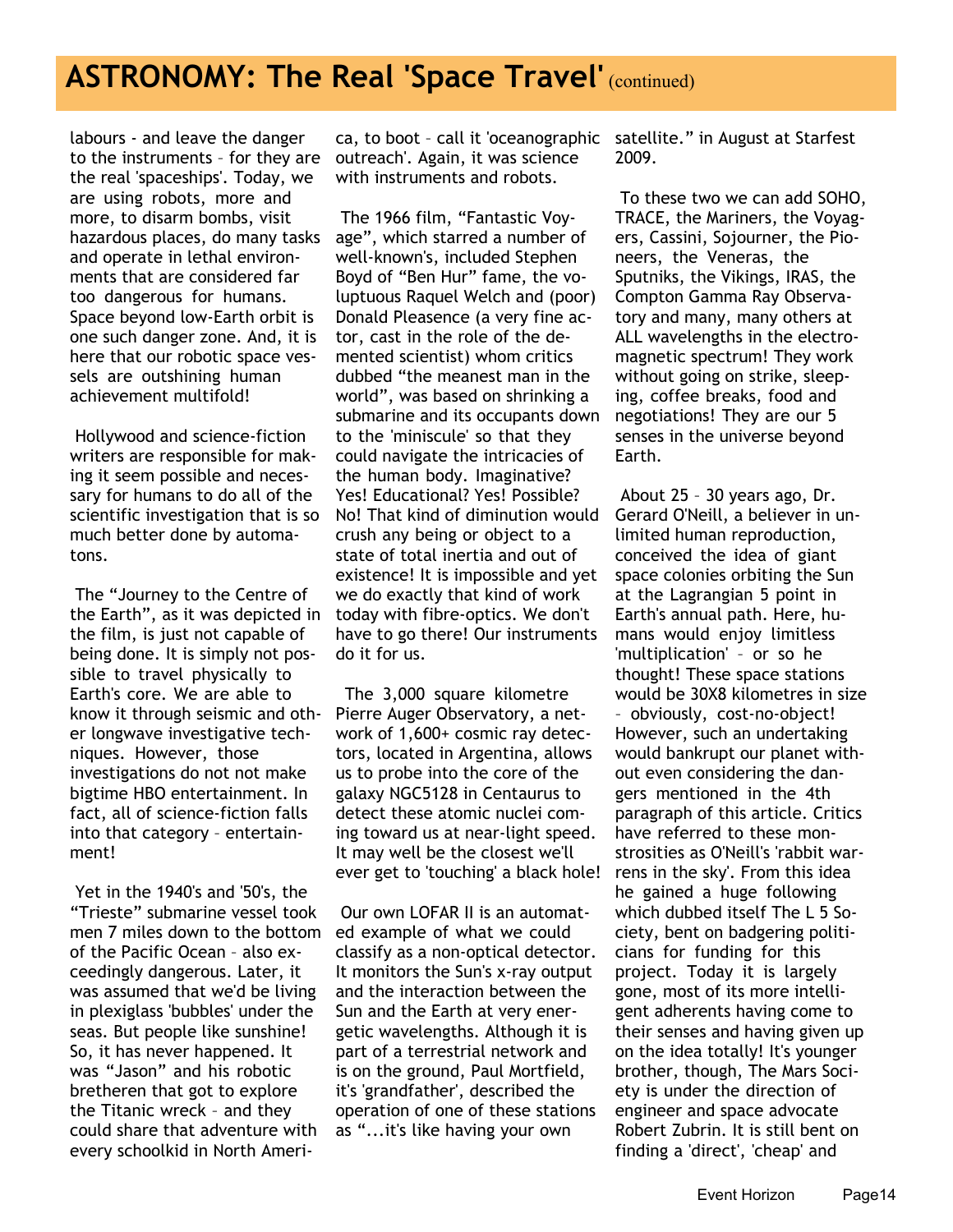# ASTRONOMY: The Real 'Space Travel' (continued)

labours - and leave the danger to the instruments – for they are the real 'spaceships'. Today, we are using robots, more and more, to disarm bombs, visit hazardous places, do many tasks and operate in lethal environments that are considered far too dangerous for humans. Space beyond low-Earth orbit is one such danger zone. And, it is here that our robotic space vessels are outshining human achievement multifold!

Hollywood and science-fiction writers are responsible for making it seem possible and necessary for humans to do all of the scientific investigation that is so much better done by automatons.

The "Journey to the Centre of the Earth", as it was depicted in the film, is just not capable of being done. It is simply not possible to travel physically to Earth's core. We are able to know it through seismic and other longwave investigative techniques. However, those investigations do not not make bigtime HBO entertainment. In fact, all of science-fiction falls into that category – entertainment!

Yet in the 1940's and '50's, the "Trieste" submarine vessel took men 7 miles down to the bottom of the Pacific Ocean – also exceedingly dangerous. Later, it was assumed that we'd be living in plexiglass 'bubbles' under the seas. But people like sunshine! So, it has never happened. It was "Jason" and his robotic bretheren that got to explore the Titanic wreck – and they could share that adventure with every schoolkid in North America, to boot – call it 'oceanographic outreach'. Again, it was science with instruments and robots.

The 1966 film, "Fantastic Voyage", which starred a number of well-known's, included Stephen Boyd of "Ben Hur" fame, the voluptuous Raquel Welch and (poor) Donald Pleasence (a very fine actor, cast in the role of the demented scientist) whom critics dubbed "the meanest man in the world", was based on shrinking a submarine and its occupants down to the 'miniscule' so that they could navigate the intricacies of the human body. Imaginative? Yes! Educational? Yes! Possible? No! That kind of diminution would crush any being or object to a state of total inertia and out of existence! It is impossible and yet we do exactly that kind of work today with fibre-optics. We don't have to go there! Our instruments do it for us.

The 3,000 square kilometre Pierre Auger Observatory, a network of 1,600+ cosmic ray detectors, located in Argentina, allows us to probe into the core of the galaxy NGC5128 in Centaurus to detect these atomic nuclei coming toward us at near-light speed. It may well be the closest we'll ever get to 'touching' a black hole!

Our own LOFAR II is an automated example of what we could classify as a non-optical detector. It monitors the Sun's x-ray output and the interaction between the Sun and the Earth at very energetic wavelengths. Although it is part of a terrestrial network and is on the ground, Paul Mortfield, it's 'grandfather', described the operation of one of these stations as "...it's like having your own satellite." in August at Starfest 2009.

To these two we can add SOHO, TRACE, the Mariners, the Voyagers, Cassini, Sojourner, the Pioneers, the Veneras, the Sputniks, the Vikings, IRAS, the Compton Gamma Ray Observatory and many, many others at ALL wavelengths in the electromagnetic spectrum! They work without going on strike, sleeping, coffee breaks, food and negotiations! They are our 5 senses in the universe beyond Earth.

About 25 – 30 years ago, Dr. Gerard O'Neill, a believer in unlimited human reproduction, conceived the idea of giant space colonies orbiting the Sun at the Lagrangian 5 point in Earth's annual path. Here, humans would enjoy limitless 'multiplication' – or so he thought! These space stations would be 30X8 kilometres in size – obviously, cost-no-object! However, such an undertaking would bankrupt our planet without even considering the dangers mentioned in the 4th paragraph of this article. Critics have referred to these monstrosities as O'Neill's 'rabbit warrens in the sky'. From this idea he gained a huge following which dubbed itself The L 5 Society, bent on badgering politicians for funding for this project. Today it is largely gone, most of its more intelligent adherents having come to their senses and having given up on the idea totally! It's younger brother, though, The Mars Society is under the direction of engineer and space advocate Robert Zubrin. It is still bent on finding a 'direct', 'cheap' and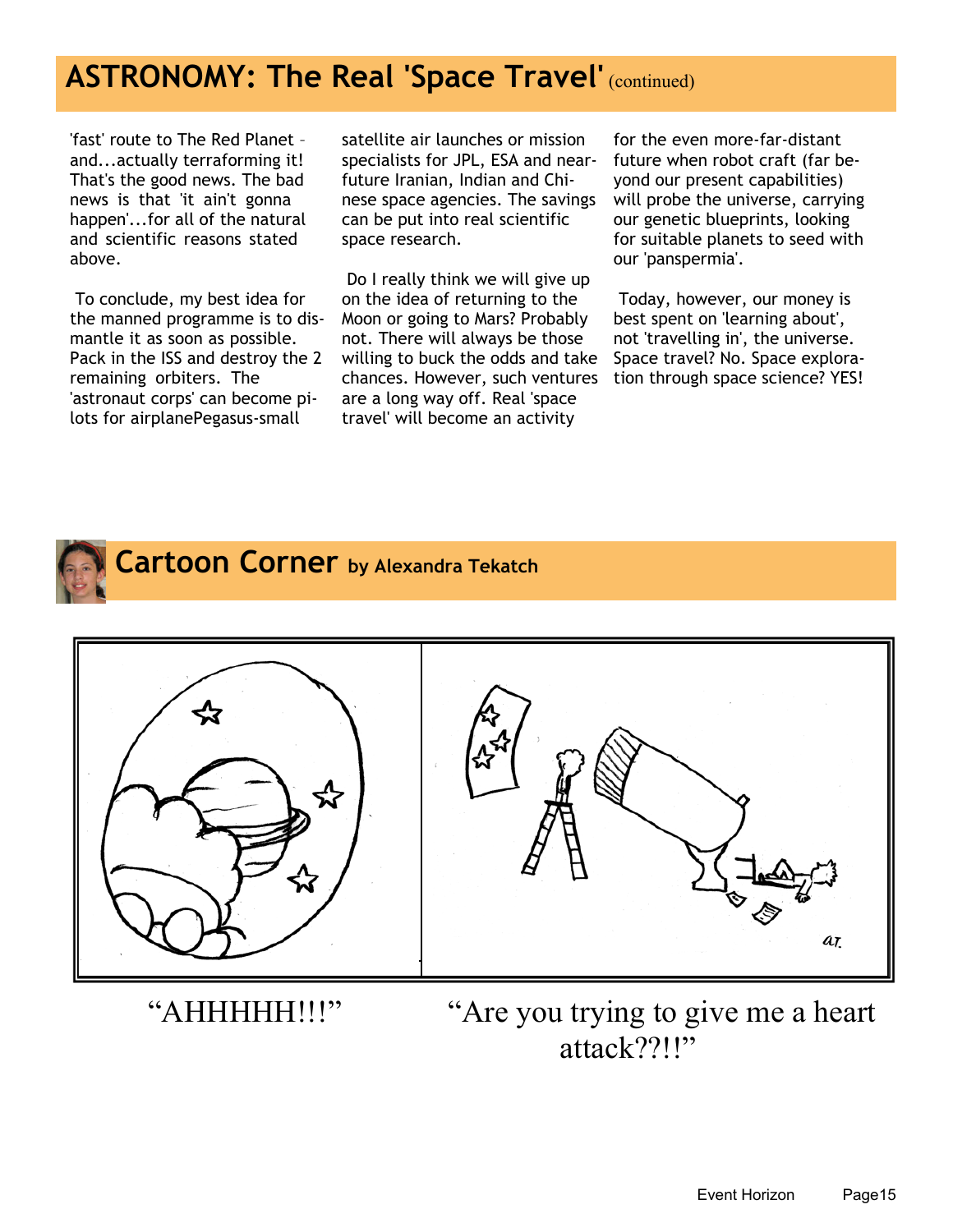## ASTRONOMY: The Real 'Space Travel' (continued)

'fast' route to The Red Planet – and...actually terraforming it! That's the good news. The bad news is that 'it ain't gonna happen'...for all of the natural and scientific reasons stated above.

To conclude, my best idea for the manned programme is to dismantle it as soon as possible. Pack in the ISS and destroy the 2 remaining orbiters. The 'astronaut corps' can become pilots for airplanePegasus-small satellite air launches or mission specialists for JPL, ESA and near-future Iranian, Indian and Chinese space agencies. The savings can be put into real scientific space research.

Do I really think we will give up on the idea of returning to the Moon or going to Mars? Probably not. There will always be those willing to buck the odds and take chances. However, such ventures are a long way off. Real 'space travel' will become an activity for the even more-far-distant future when robot craft (far beyond our present capabilities) will probe the universe, carrying our genetic blueprints, looking for suitable planets to seed with our 'panspermia'.

Today, however, our money is best spent on 'learning about', not 'travelling in', the universe. Space travel? No. Space exploration through space science? YES!

## Cartoon Corner by Alexandra Tekatch

"AHHHHH!!!"

"Are you trying to give me a heart attack??!!"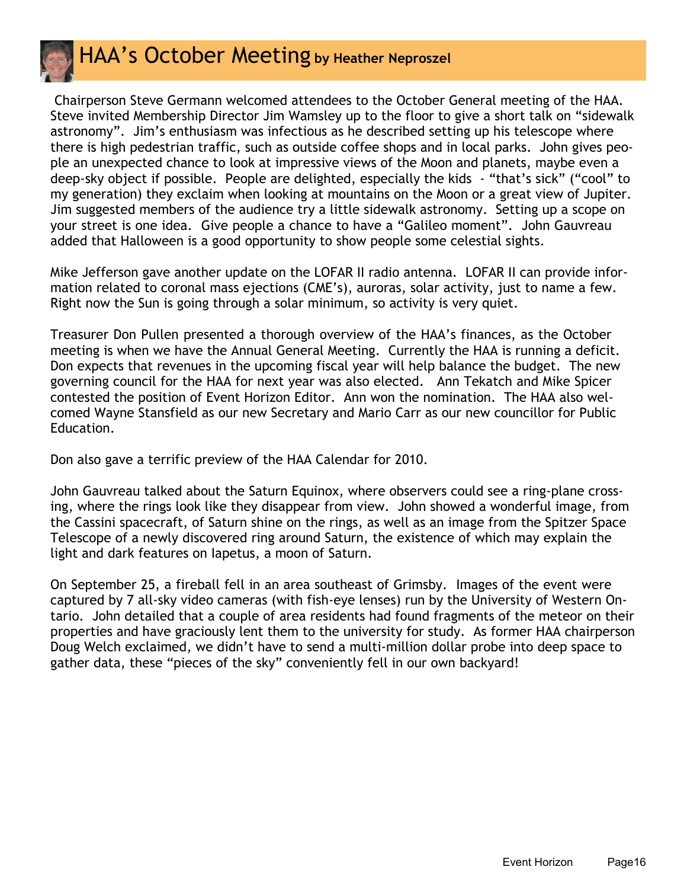# HAA's October Meeting by Heather Neproszel

Chairperson Steve Germann welcomed attendees to the October General meeting of the HAA. Steve invited Membership Director Jim Wamsley up to the floor to give a short talk on "sidewalk astronomy". Jim's enthusiasm was infectious as he described setting up his telescope where there is high pedestrian traffic, such as outside coffee shops and in local parks. John gives people an unexpected chance to look at impressive views of the Moon and planets, maybe even a deep-sky object if possible. People are delighted, especially the kids - "that's sick" ("cool" to my generation) they exclaim when looking at mountains on the Moon or a great view of Jupiter. Jim suggested members of the audience try a little sidewalk astronomy. Setting up a scope on your street is one idea. Give people a chance to have a "Galileo moment". John Gauvreau added that Halloween is a good opportunity to show people some celestial sights.

Mike Jefferson gave another update on the LOFAR II radio antenna. LOFAR II can provide information related to coronal mass ejections (CME's), auroras, solar activity, just to name a few. Right now the Sun is going through a solar minimum, so activity is very quiet.

Treasurer Don Pullen presented a thorough overview of the HAA's finances, as the October meeting is when we have the Annual General Meeting. Currently the HAA is running a deficit. Don expects that revenues in the upcoming fiscal year will help balance the budget. The new governing council for the HAA for next year was also elected. Ann Tekatch and Mike Spicer contested the position of Event Horizon Editor. Ann won the nomination. The HAA also welcomed Wayne Stansfield as our new Secretary and Mario Carr as our new councillor for Public Education.

Don also gave a terrific preview of the HAA Calendar for 2010.

John Gauvreau talked about the Saturn Equinox, where observers could see a ring-plane crossing, where the rings look like they disappear from view. John showed a wonderful image, from the Cassini spacecraft, of Saturn shine on the rings, as well as an image from the Spitzer Space Telescope of a newly discovered ring around Saturn, the existence of which may explain the light and dark features on Iapetus, a moon of Saturn.

On September 25, a fireball fell in an area southeast of Grimsby. Images of the event were captured by 7 all-sky video cameras (with fish-eye lenses) run by the University of Western Ontario. John detailed that a couple of area residents had found fragments of the meteor on their properties and have graciously lent them to the university for study. As former HAA chairperson Doug Welch exclaimed, we didn't have to send a multi-million dollar probe into deep space to gather data, these "pieces of the sky" conveniently fell in our own backyard!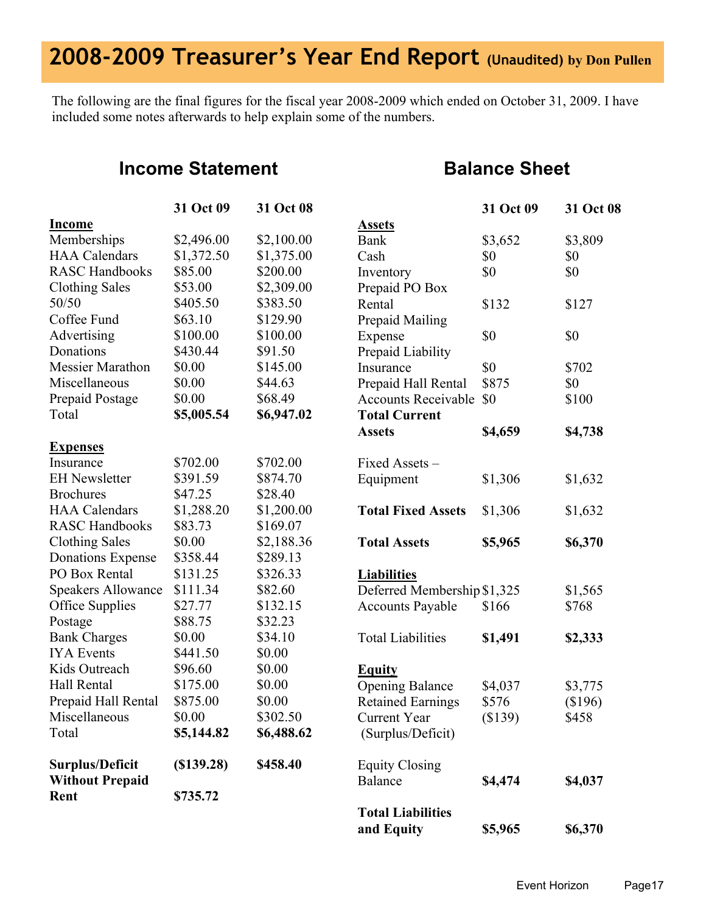# 2008-2009 Treasurer's Year End Report (Unaudited) by Don Pullen

The following are the final figures for the fiscal year 2008-2009 which ended on October 31, 2009. I have included some notes afterwards to help explain some of the numbers.

## Income Statement

| | 31 Oct 09 | 31 Oct 08 |
|---|---|---|
| **Income** | | |
| Memberships | $2,496.00 | $2,100.00 |
| HAA Calendars | $1,372.50 | $1,375.00 |
| RASC Handbooks | $85.00 | $200.00 |
| Clothing Sales | $53.00 | $2,309.00 |
| 50/50 | $405.50 | $383.50 |
| Coffee Fund | $63.10 | $129.90 |
| Advertising | $100.00 | $100.00 |
| Donations | $430.44 | $91.50 |
| Messier Marathon | $0.00 | $145.00 |
| Miscellaneous | $0.00 | $44.63 |
| Prepaid Postage | $0.00 | $68.49 |
| Total | **$5,005.54** | **$6,947.02** |
| **Expenses** | | |
| Insurance | $702.00 | $702.00 |
| EH Newsletter | $391.59 | $874.70 |
| Brochures | $47.25 | $28.40 |
| HAA Calendars | $1,288.20 | $1,200.00 |
| RASC Handbooks | $83.73 | $169.07 |
| Clothing Sales | $0.00 | $2,188.36 |
| Donations Expense | $358.44 | $289.13 |
| PO Box Rental | $131.25 | $326.33 |
| Speakers Allowance | $111.34 | $82.60 |
| Office Supplies | $27.77 | $132.15 |
| Postage | $88.75 | $32.23 |
| Bank Charges | $0.00 | $34.10 |
| IYA Events | $441.50 | $0.00 |
| Kids Outreach | $96.60 | $0.00 |
| Hall Rental | $175.00 | $0.00 |
| Prepaid Hall Rental | $875.00 | $0.00 |
| Miscellaneous | $0.00 | $302.50 |
| Total | **$5,144.82** | **$6,488.62** |
| **Surplus/Deficit** | **($139.28)** | **$458.40** |
| **Without Prepaid Rent** | **$735.72** | |

## Balance Sheet

| | 31 Oct 09 | 31 Oct 08 |
|---|---|---|
| **Assets** | | |
| Bank | $3,652 | $3,809 |
| Cash | $0 | $0 |
| Inventory | $0 | $0 |
| Prepaid PO Box Rental | $132 | $127 |
| Prepaid Mailing Expense | $0 | $0 |
| Prepaid Liability Insurance | $0 | $702 |
| Prepaid Hall Rental | $875 | $0 |
| Accounts Receivable | $0 | $100 |
| **Total Current Assets** | **$4,659** | **$4,738** |
| Fixed Assets – Equipment | $1,306 | $1,632 |
| **Total Fixed Assets** | $1,306 | $1,632 |
| **Total Assets** | **$5,965** | **$6,370** |
| **Liabilities** | | |
| Deferred Membership | $1,325 | $1,565 |
| Accounts Payable | $166 | $768 |
| Total Liabilities | **$1,491** | **$2,333** |
| **Equity** | | |
| Opening Balance | $4,037 | $3,775 |
| Retained Earnings | $576 | ($196) |
| Current Year (Surplus/Deficit) | ($139) | $458 |
| Equity Closing Balance | **$4,474** | **$4,037** |
| **Total Liabilities and Equity** | **$5,965** | **$6,370** |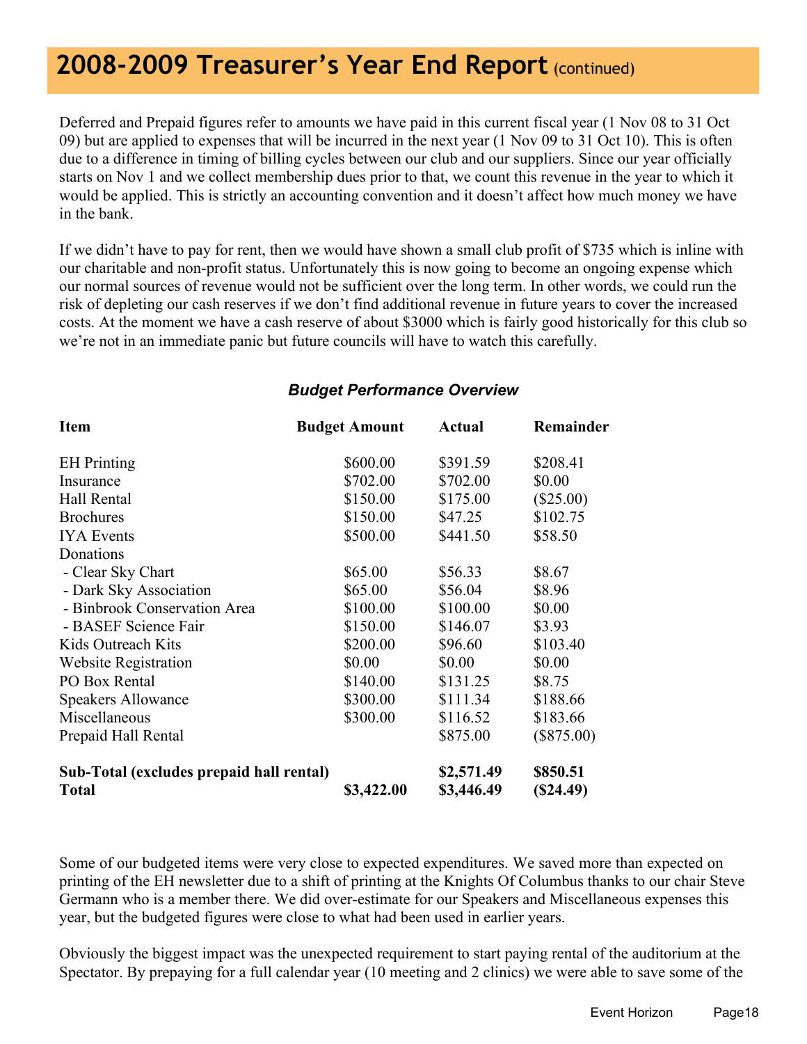# 2008-2009 Treasurer's Year End Report (continued)

Deferred and Prepaid figures refer to amounts we have paid in this current fiscal year (1 Nov 08 to 31 Oct 09) but are applied to expenses that will be incurred in the next year (1 Nov 09 to 31 Oct 10). This is often due to a difference in timing of billing cycles between our club and our suppliers. Since our year officially starts on Nov 1 and we collect membership dues prior to that, we count this revenue in the year to which it would be applied. This is strictly an accounting convention and it doesn't affect how much money we have in the bank.

If we didn't have to pay for rent, then we would have shown a small club profit of $735 which is inline with our charitable and non-profit status. Unfortunately this is now going to become an ongoing expense which our normal sources of revenue would not be sufficient over the long term. In other words, we could run the risk of depleting our cash reserves if we don't find additional revenue in future years to cover the increased costs. At the moment we have a cash reserve of about $3000 which is fairly good historically for this club so we're not in an immediate panic but future councils will have to watch this carefully.

***Budget Performance Overview***

| Item | Budget Amount | Actual | Remainder |
|---|---|---|---|
| EH Printing | $600.00 | $391.59 | $208.41 |
| Insurance | $702.00 | $702.00 | $0.00 |
| Hall Rental | $150.00 | $175.00 | ($25.00) |
| Brochures | $150.00 | $47.25 | $102.75 |
| IYA Events | $500.00 | $441.50 | $58.50 |
| Donations | | | |
| - Clear Sky Chart | $65.00 | $56.33 | $8.67 |
| - Dark Sky Association | $65.00 | $56.04 | $8.96 |
| - Binbrook Conservation Area | $100.00 | $100.00 | $0.00 |
| - BASEF Science Fair | $150.00 | $146.07 | $3.93 |
| Kids Outreach Kits | $200.00 | $96.60 | $103.40 |
| Website Registration | $0.00 | $0.00 | $0.00 |
| PO Box Rental | $140.00 | $131.25 | $8.75 |
| Speakers Allowance | $300.00 | $111.34 | $188.66 |
| Miscellaneous | $300.00 | $116.52 | $183.66 |
| Prepaid Hall Rental | | $875.00 | ($875.00) |
| **Sub-Total (excludes prepaid hall rental)** | | **$2,571.49** | **$850.51** |
| **Total** | **$3,422.00** | **$3,446.49** | **($24.49)** |

Some of our budgeted items were very close to expected expenditures. We saved more than expected on printing of the EH newsletter due to a shift of printing at the Knights Of Columbus thanks to our chair Steve Germann who is a member there. We did over-estimate for our Speakers and Miscellaneous expenses this year, but the budgeted figures were close to what had been used in earlier years.

Obviously the biggest impact was the unexpected requirement to start paying rental of the auditorium at the Spectator. By prepaying for a full calendar year (10 meeting and 2 clinics) we were able to save some of the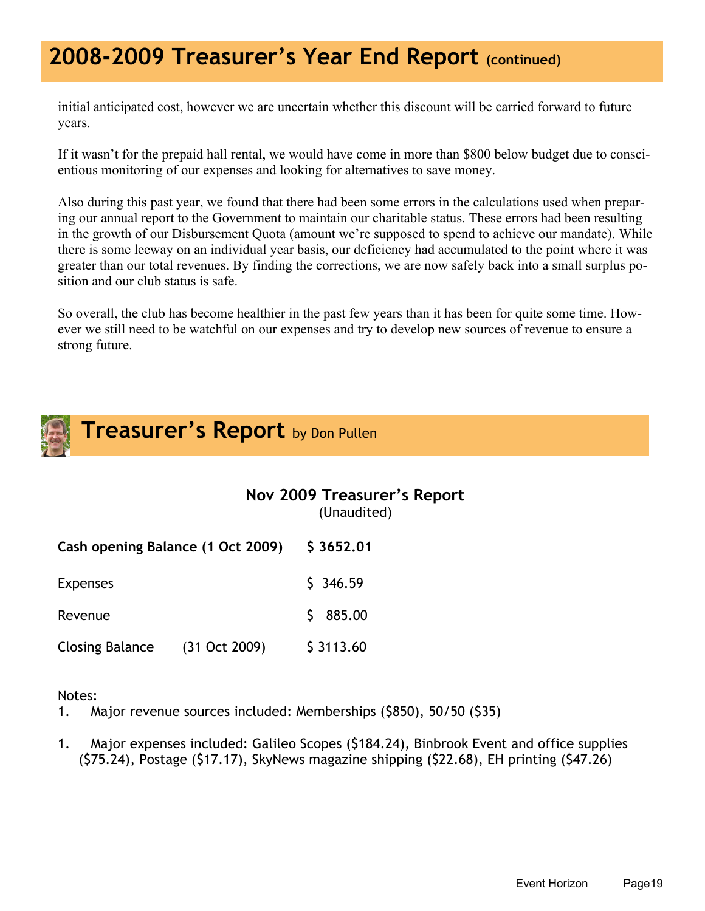## 2008-2009 Treasurer's Year End Report (continued)

initial anticipated cost, however we are uncertain whether this discount will be carried forward to future years.

If it wasn't for the prepaid hall rental, we would have come in more than $800 below budget due to conscientious monitoring of our expenses and looking for alternatives to save money.

Also during this past year, we found that there had been some errors in the calculations used when preparing our annual report to the Government to maintain our charitable status. These errors had been resulting in the growth of our Disbursement Quota (amount we're supposed to spend to achieve our mandate). While there is some leeway on an individual year basis, our deficiency had accumulated to the point where it was greater than our total revenues. By finding the corrections, we are now safely back into a small surplus position and our club status is safe.

So overall, the club has become healthier in the past few years than it has been for quite some time. However we still need to be watchful on our expenses and try to develop new sources of revenue to ensure a strong future.

## Treasurer's Report by Don Pullen

### Nov 2009 Treasurer's Report
(Unaudited)

| | |
|---|---|
| **Cash opening Balance (1 Oct 2009)** | **$ 3652.01** |
| Expenses | $ 346.59 |
| Revenue | $ 885.00 |
| Closing Balance (31 Oct 2009) | $ 3113.60 |

Notes:

1. Major revenue sources included: Memberships ($850), 50/50 ($35)

1. Major expenses included: Galileo Scopes ($184.24), Binbrook Event and office supplies ($75.24), Postage ($17.17), SkyNews magazine shipping ($22.68), EH printing ($47.26)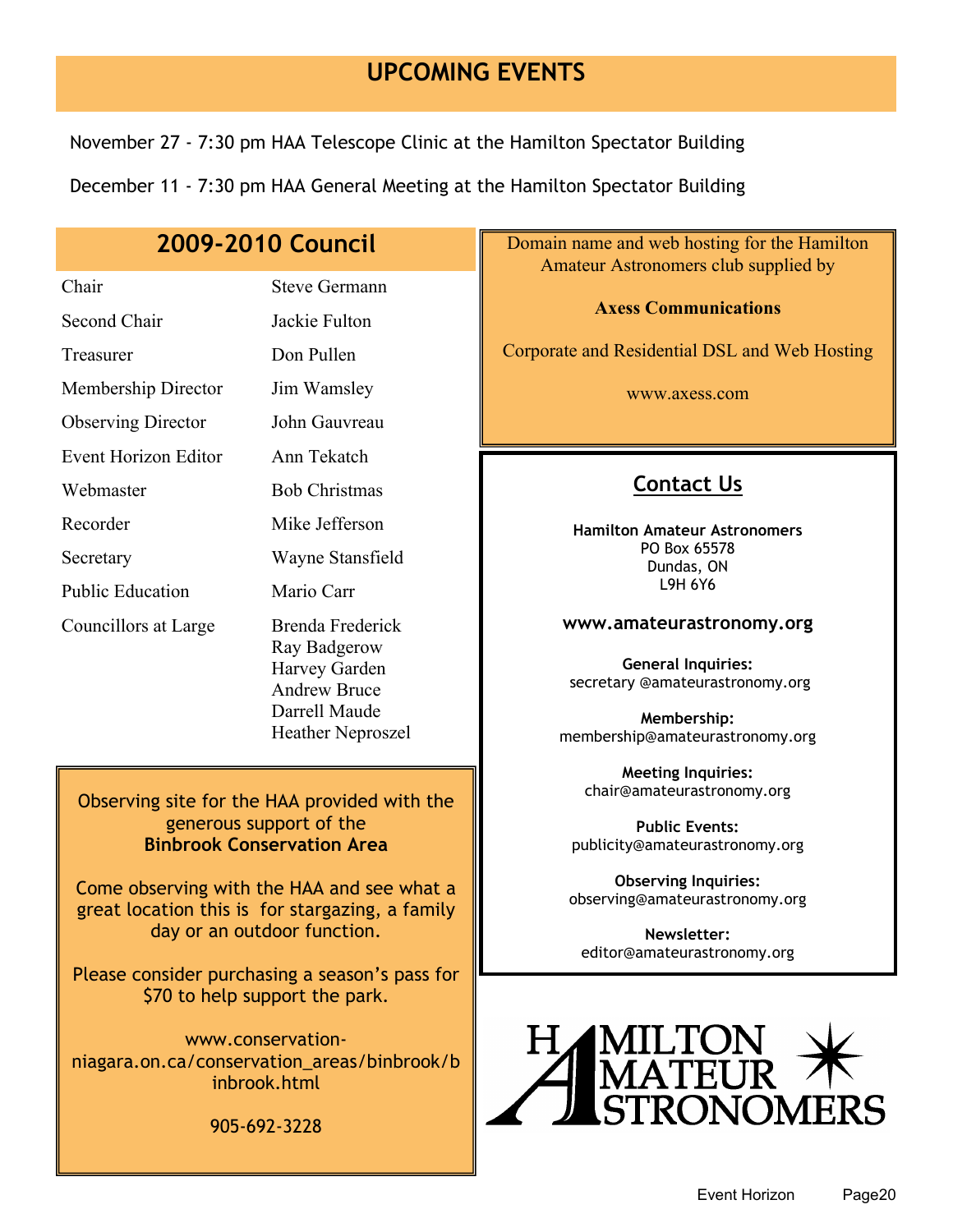## UPCOMING EVENTS

November 27 - 7:30 pm HAA Telescope Clinic at the Hamilton Spectator Building

December 11 - 7:30 pm HAA General Meeting at the Hamilton Spectator Building

## 2009-2010 Council

| | |
|---|---|
| Chair | Steve Germann |
| Second Chair | Jackie Fulton |
| Treasurer | Don Pullen |
| Membership Director | Jim Wamsley |
| Observing Director | John Gauvreau |
| Event Horizon Editor | Ann Tekatch |
| Webmaster | Bob Christmas |
| Recorder | Mike Jefferson |
| Secretary | Wayne Stansfield |
| Public Education | Mario Carr |
| Councillors at Large | Brenda Frederick<br>Ray Badgerow<br>Harvey Garden<br>Andrew Bruce<br>Darrell Maude<br>Heather Neproszel |

Observing site for the HAA provided with the generous support of the **Binbrook Conservation Area**

Come observing with the HAA and see what a great location this is for stargazing, a family day or an outdoor function.

Please consider purchasing a season's pass for $70 to help support the park.

www.conservation-niagara.on.ca/conservation_areas/binbrook/binbrook.html

905-692-3228

Domain name and web hosting for the Hamilton Amateur Astronomers club supplied by

**Axess Communications**

Corporate and Residential DSL and Web Hosting

www.axess.com

## Contact Us

**Hamilton Amateur Astronomers**
PO Box 65578
Dundas, ON
L9H 6Y6

**www.amateurastronomy.org**

**General Inquiries:**
secretary @amateurastronomy.org

**Membership:**
membership@amateurastronomy.org

**Meeting Inquiries:**
chair@amateurastronomy.org

**Public Events:**
publicity@amateurastronomy.org

**Observing Inquiries:**
observing@amateurastronomy.org

**Newsletter:**
editor@amateurastronomy.org

HAMILTON AMATEUR ASTRONOMERS